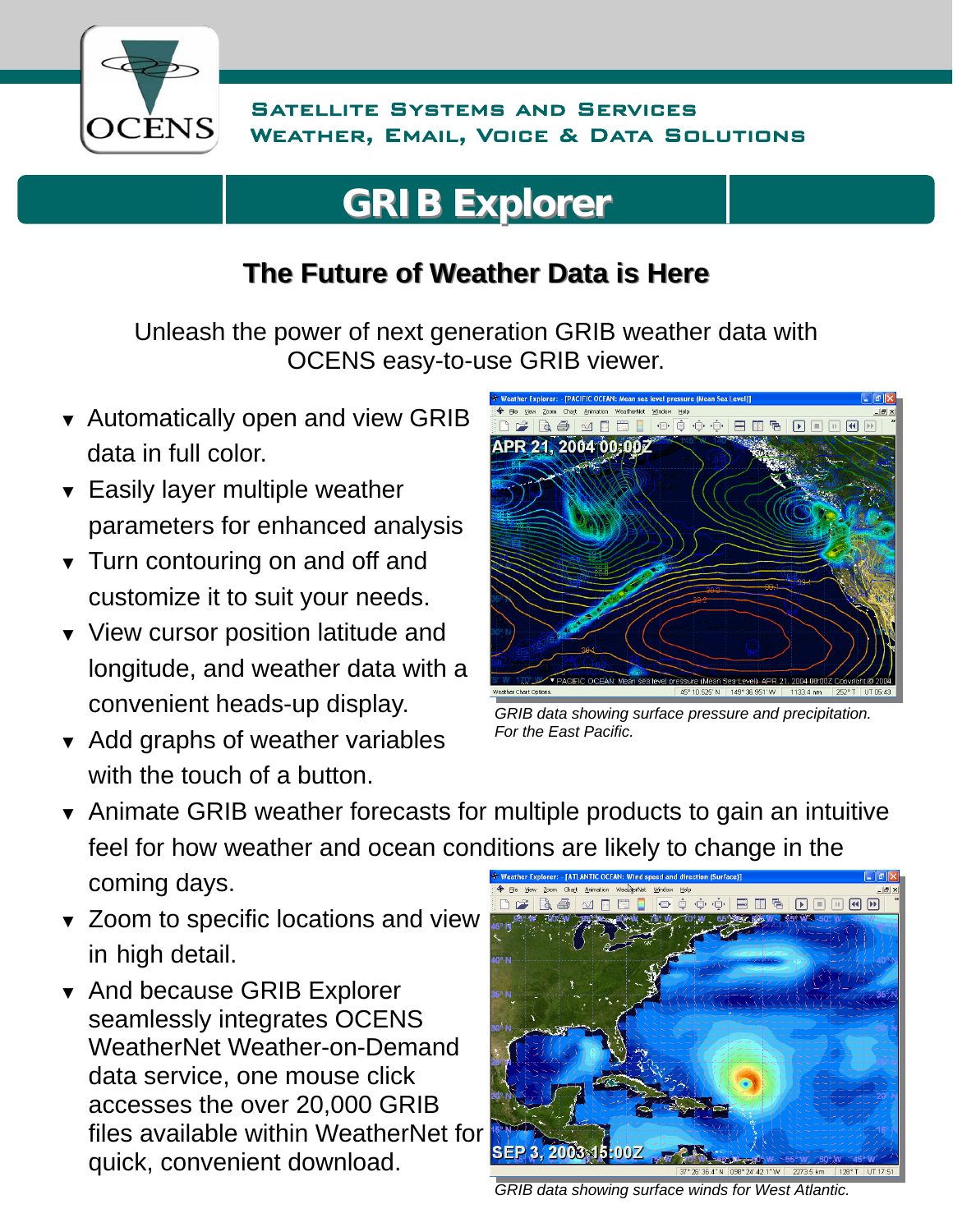OCENS

SATELLITE SYSTEMS AND SERVICES
WEATHER, EMAIL, VOICE & DATA SOLUTIONS

# GRIB Explorer

## The Future of Weather Data is Here

Unleash the power of next generation GRIB weather data with OCENS easy-to-use GRIB viewer.

- Automatically open and view GRIB data in full color.
- Easily layer multiple weather parameters for enhanced analysis
- Turn contouring on and off and customize it to suit your needs.
- View cursor position latitude and longitude, and weather data with a convenient heads-up display.
- Add graphs of weather variables with the touch of a button.
- Animate GRIB weather forecasts for multiple products to gain an intuitive feel for how weather and ocean conditions are likely to change in the coming days.
- Zoom to specific locations and view in high detail.
- And because GRIB Explorer seamlessly integrates OCENS WeatherNet Weather-on-Demand data service, one mouse click accesses the over 20,000 GRIB files available within WeatherNet for quick, convenient download.

*GRIB data showing surface pressure and precipitation. For the East Pacific.*

*GRIB data showing surface winds for West Atlantic.*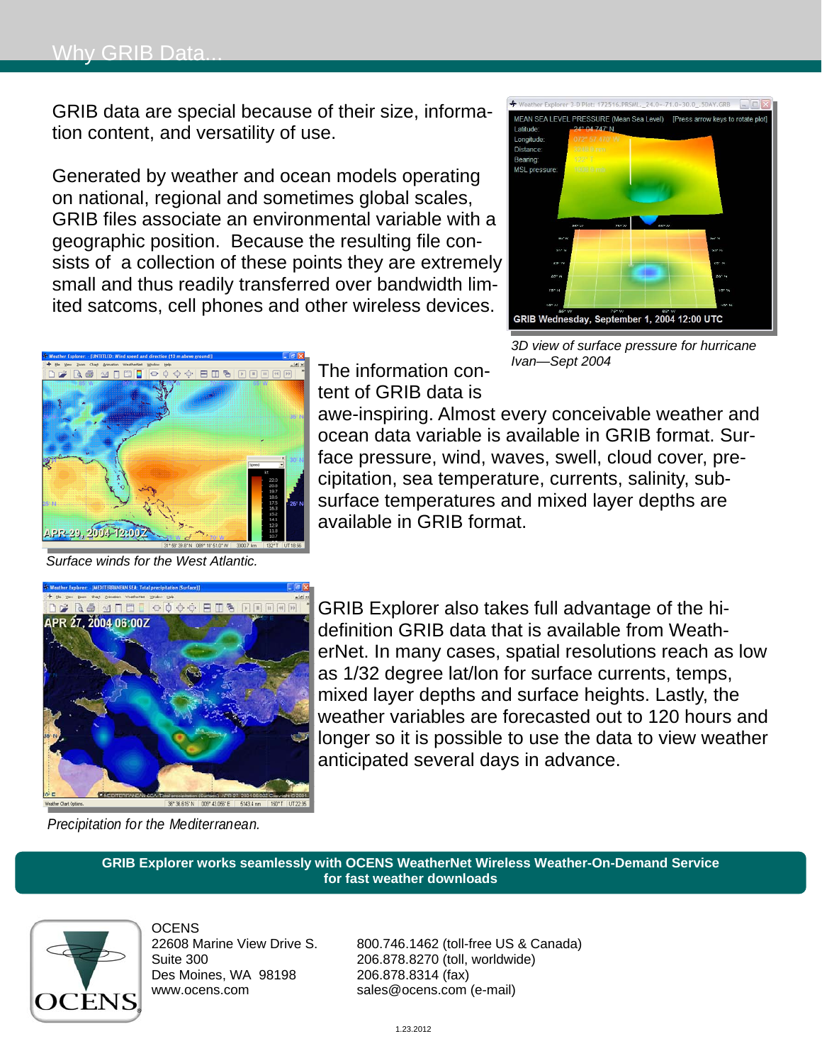# Why GRIB Data...

GRIB data are special because of their size, information content, and versatility of use.

Generated by weather and ocean models operating on national, regional and sometimes global scales, GRIB files associate an environmental variable with a geographic position. Because the resulting file consists of a collection of these points they are extremely small and thus readily transferred over bandwidth limited satcoms, cell phones and other wireless devices.

*3D view of surface pressure for hurricane Ivan—Sept 2004*

The information content of GRIB data is awe-inspiring. Almost every conceivable weather and ocean data variable is available in GRIB format. Surface pressure, wind, waves, swell, cloud cover, precipitation, sea temperature, currents, salinity, subsurface temperatures and mixed layer depths are available in GRIB format.

*Surface winds for the West Atlantic.*

GRIB Explorer also takes full advantage of the hi-definition GRIB data that is available from WeatherNet. In many cases, spatial resolutions reach as low as 1/32 degree lat/lon for surface currents, temps, mixed layer depths and surface heights. Lastly, the weather variables are forecasted out to 120 hours and longer so it is possible to use the data to view weather anticipated several days in advance.

*Precipitation for the Mediterranean.*

**GRIB Explorer works seamlessly with OCENS WeatherNet Wireless Weather-On-Demand Service for fast weather downloads**

OCENS
22608 Marine View Drive S.
Suite 300
Des Moines, WA 98198
www.ocens.com

800.746.1462 (toll-free US & Canada)
206.878.8270 (toll, worldwide)
206.878.8314 (fax)
sales@ocens.com (e-mail)

1.23.2012